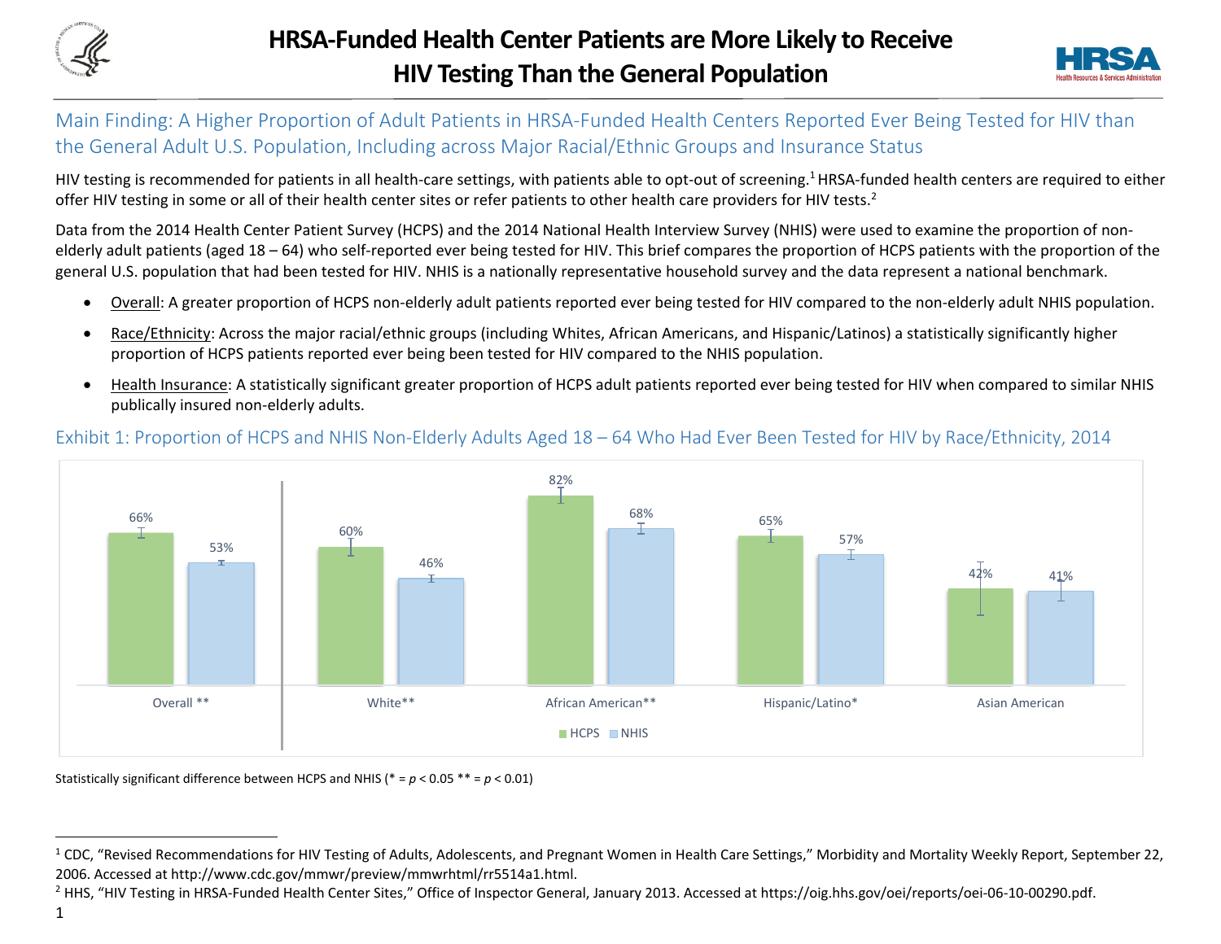# HRSA-Funded Health Center Patients are More Likely to Receive HIV Testing Than the General Population

## Main Finding: A Higher Proportion of Adult Patients in HRSA-Funded Health Centers Reported Ever Being Tested for HIV than the General Adult U.S. Population, Including across Major Racial/Ethnic Groups and Insurance Status

HIV testing is recommended for patients in all health-care settings, with patients able to opt-out of screening.[1] HRSA-funded health centers are required to either offer HIV testing in some or all of their health center sites or refer patients to other health care providers for HIV tests.[2]

Data from the 2014 Health Center Patient Survey (HCPS) and the 2014 National Health Interview Survey (NHIS) were used to examine the proportion of non-elderly adult patients (aged 18 – 64) who self-reported ever being tested for HIV. This brief compares the proportion of HCPS patients with the proportion of the general U.S. population that had been tested for HIV. NHIS is a nationally representative household survey and the data represent a national benchmark.

- Overall: A greater proportion of HCPS non-elderly adult patients reported ever being tested for HIV compared to the non-elderly adult NHIS population.
- Race/Ethnicity: Across the major racial/ethnic groups (including Whites, African Americans, and Hispanic/Latinos) a statistically significantly higher proportion of HCPS patients reported ever being been tested for HIV compared to the NHIS population.
- Health Insurance: A statistically significant greater proportion of HCPS adult patients reported ever being tested for HIV when compared to similar NHIS publically insured non-elderly adults.

### Exhibit 1: Proportion of HCPS and NHIS Non-Elderly Adults Aged 18 – 64 Who Had Ever Been Tested for HIV by Race/Ethnicity, 2014

| Group | HCPS | NHIS |
|---|---|---|
| Overall ** | 66% | 53% |
| White** | 60% | 46% |
| African American** | 82% | 68% |
| Hispanic/Latino* | 65% | 57% |
| Asian American | 42% | 41% |

Statistically significant difference between HCPS and NHIS (* = $p < 0.05$ ** = $p < 0.01$)

---

[1] CDC, "Revised Recommendations for HIV Testing of Adults, Adolescents, and Pregnant Women in Health Care Settings," Morbidity and Mortality Weekly Report, September 22, 2006. Accessed at http://www.cdc.gov/mmwr/preview/mmwrhtml/rr5514a1.html.

[2] HHS, "HIV Testing in HRSA-Funded Health Center Sites," Office of Inspector General, January 2013. Accessed at https://oig.hhs.gov/oei/reports/oei-06-10-00290.pdf.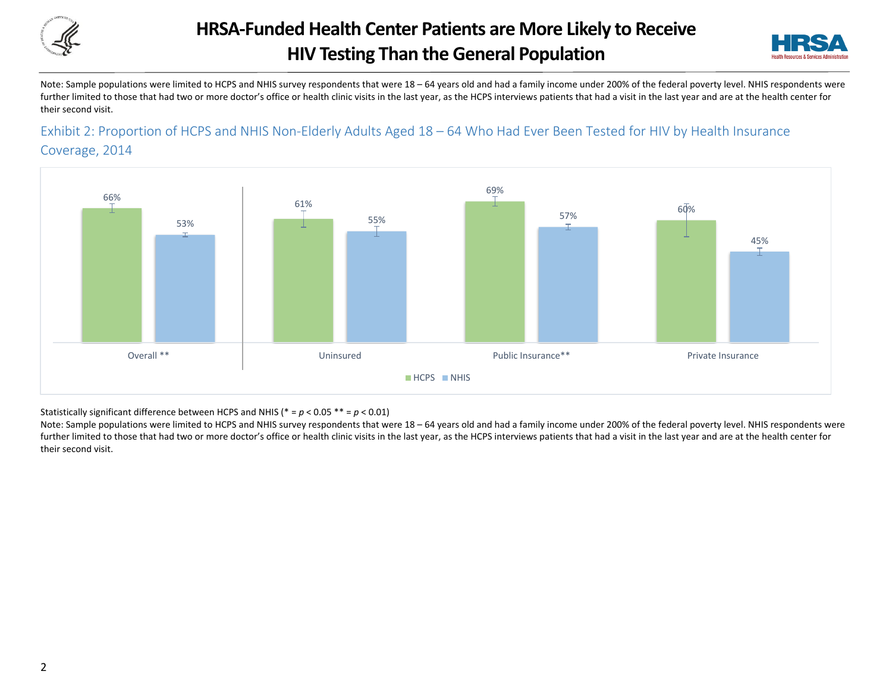# HRSA-Funded Health Center Patients are More Likely to Receive HIV Testing Than the General Population

Note: Sample populations were limited to HCPS and NHIS survey respondents that were 18 – 64 years old and had a family income under 200% of the federal poverty level. NHIS respondents were further limited to those that had two or more doctor's office or health clinic visits in the last year, as the HCPS interviews patients that had a visit in the last year and are at the health center for their second visit.

## Exhibit 2: Proportion of HCPS and NHIS Non-Elderly Adults Aged 18 – 64 Who Had Ever Been Tested for HIV by Health Insurance Coverage, 2014

66%
53%
61%
55%
69%
57%
60%
45%

Overall **
Uninsured
Public Insurance**
Private Insurance

HCPS
NHIS

Statistically significant difference between HCPS and NHIS (* = $p < 0.05$ ** = $p < 0.01$)

Note: Sample populations were limited to HCPS and NHIS survey respondents that were 18 – 64 years old and had a family income under 200% of the federal poverty level. NHIS respondents were further limited to those that had two or more doctor's office or health clinic visits in the last year, as the HCPS interviews patients that had a visit in the last year and are at the health center for their second visit.